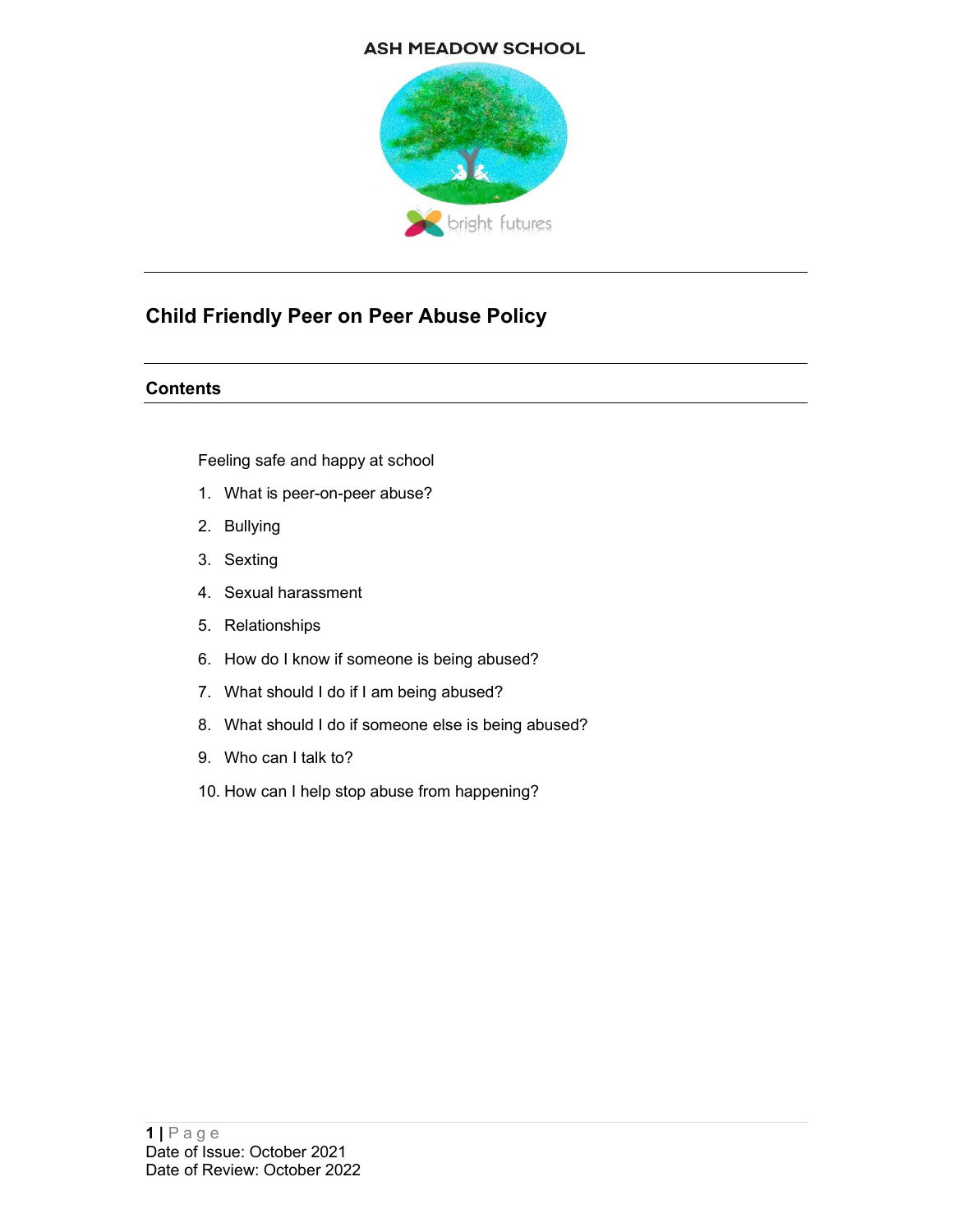ASH MEADOW SCHOOL

bright futures

# Child Friendly Peer on Peer Abuse Policy

## Contents

Feeling safe and happy at school

1. What is peer-on-peer abuse?
2. Bullying
3. Sexting
4. Sexual harassment
5. Relationships
6. How do I know if someone is being abused?
7. What should I do if I am being abused?
8. What should I do if someone else is being abused?
9. Who can I talk to?
10. How can I help stop abuse from happening?

Date of Issue: October 2021
Date of Review: October 2022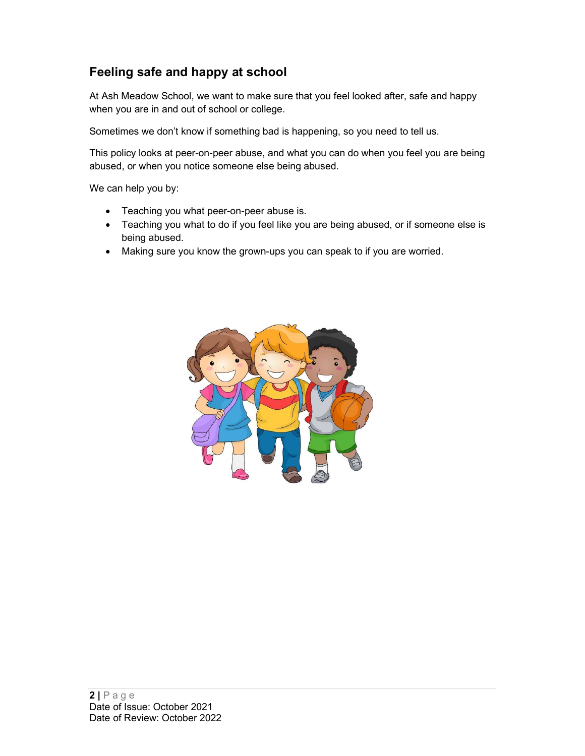## Feeling safe and happy at school

At Ash Meadow School, we want to make sure that you feel looked after, safe and happy when you are in and out of school or college.

Sometimes we don't know if something bad is happening, so you need to tell us.

This policy looks at peer-on-peer abuse, and what you can do when you feel you are being abused, or when you notice someone else being abused.

We can help you by:

- Teaching you what peer-on-peer abuse is.
- Teaching you what to do if you feel like you are being abused, or if someone else is being abused.
- Making sure you know the grown-ups you can speak to if you are worried.

Date of Issue: October 2021
Date of Review: October 2022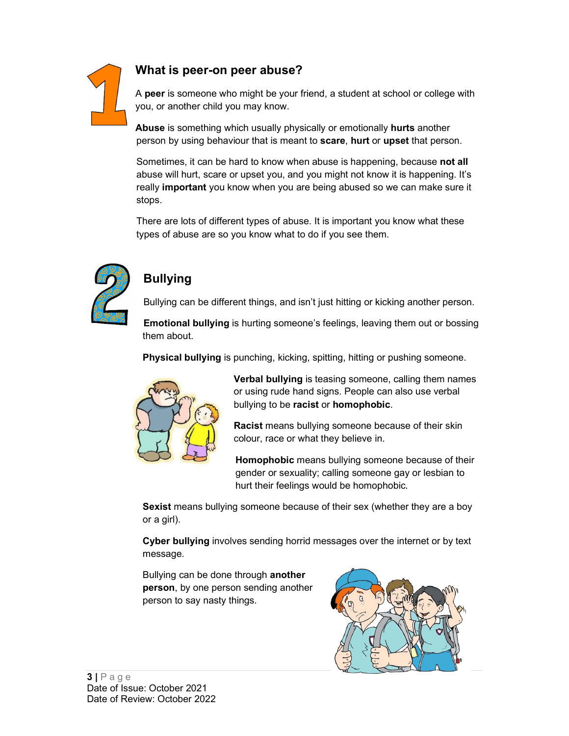## 1 What is peer-on peer abuse?

A **peer** is someone who might be your friend, a student at school or college with you, or another child you may know.

**Abuse** is something which usually physically or emotionally **hurts** another person by using behaviour that is meant to **scare**, **hurt** or **upset** that person.

Sometimes, it can be hard to know when abuse is happening, because **not all** abuse will hurt, scare or upset you, and you might not know it is happening. It's really **important** you know when you are being abused so we can make sure it stops.

There are lots of different types of abuse. It is important you know what these types of abuse are so you know what to do if you see them.

## 2 Bullying

Bullying can be different things, and isn't just hitting or kicking another person.

**Emotional bullying** is hurting someone's feelings, leaving them out or bossing them about.

**Physical bullying** is punching, kicking, spitting, hitting or pushing someone.

**Verbal bullying** is teasing someone, calling them names or using rude hand signs. People can also use verbal bullying to be **racist** or **homophobic**.

**Racist** means bullying someone because of their skin colour, race or what they believe in.

**Homophobic** means bullying someone because of their gender or sexuality; calling someone gay or lesbian to hurt their feelings would be homophobic.

**Sexist** means bullying someone because of their sex (whether they are a boy or a girl).

**Cyber bullying** involves sending horrid messages over the internet or by text message.

Bullying can be done through **another person**, by one person sending another person to say nasty things.

Date of Issue: October 2021
Date of Review: October 2022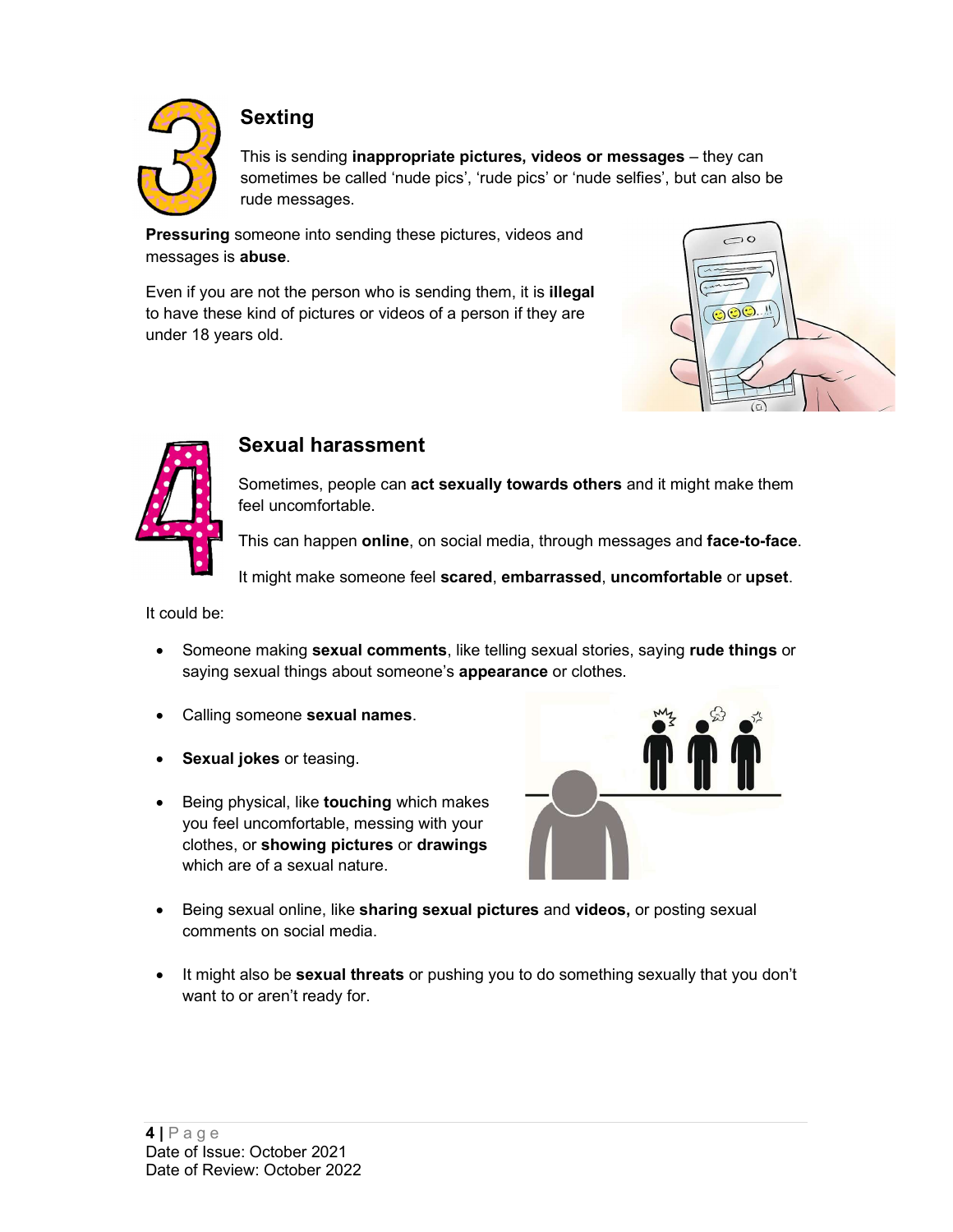## 3 Sexting

This is sending **inappropriate pictures, videos or messages** – they can sometimes be called 'nude pics', 'rude pics' or 'nude selfies', but can also be rude messages.

**Pressuring** someone into sending these pictures, videos and messages is **abuse**.

Even if you are not the person who is sending them, it is **illegal** to have these kind of pictures or videos of a person if they are under 18 years old.

## 4 Sexual harassment

Sometimes, people can **act sexually towards others** and it might make them feel uncomfortable.

This can happen **online**, on social media, through messages and **face-to-face**.

It might make someone feel **scared**, **embarrassed**, **uncomfortable** or **upset**.

It could be:

- Someone making **sexual comments**, like telling sexual stories, saying **rude things** or saying sexual things about someone's **appearance** or clothes.
- Calling someone **sexual names**.
- **Sexual jokes** or teasing.
- Being physical, like **touching** which makes you feel uncomfortable, messing with your clothes, or **showing pictures** or **drawings** which are of a sexual nature.
- Being sexual online, like **sharing sexual pictures** and **videos,** or posting sexual comments on social media.
- It might also be **sexual threats** or pushing you to do something sexually that you don't want to or aren't ready for.

Date of Issue: October 2021
Date of Review: October 2022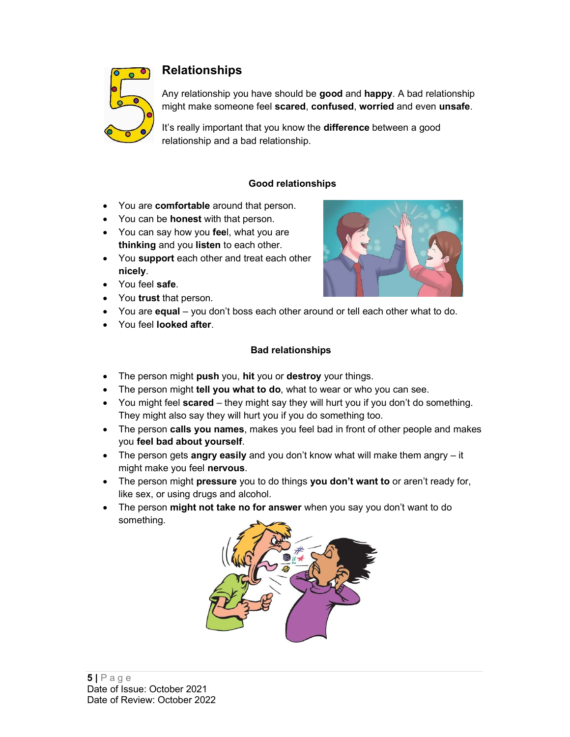## 5 Relationships

Any relationship you have should be **good** and **happy**. A bad relationship might make someone feel **scared**, **confused**, **worried** and even **unsafe**.

It's really important that you know the **difference** between a good relationship and a bad relationship.

### Good relationships

- You are **comfortable** around that person.
- You can be **honest** with that person.
- You can say how you **fee**l, what you are **thinking** and you **listen** to each other.
- You **support** each other and treat each other **nicely**.
- You feel **safe**.
- You **trust** that person.
- You are **equal** – you don't boss each other around or tell each other what to do.
- You feel **looked after**.

### Bad relationships

- The person might **push** you, **hit** you or **destroy** your things.
- The person might **tell you what to do**, what to wear or who you can see.
- You might feel **scared** – they might say they will hurt you if you don't do something. They might also say they will hurt you if you do something too.
- The person **calls you names**, makes you feel bad in front of other people and makes you **feel bad about yourself**.
- The person gets **angry easily** and you don't know what will make them angry – it might make you feel **nervous**.
- The person might **pressure** you to do things **you don't want to** or aren't ready for, like sex, or using drugs and alcohol.
- The person **might not take no for answer** when you say you don't want to do something.

Date of Issue: October 2021
Date of Review: October 2022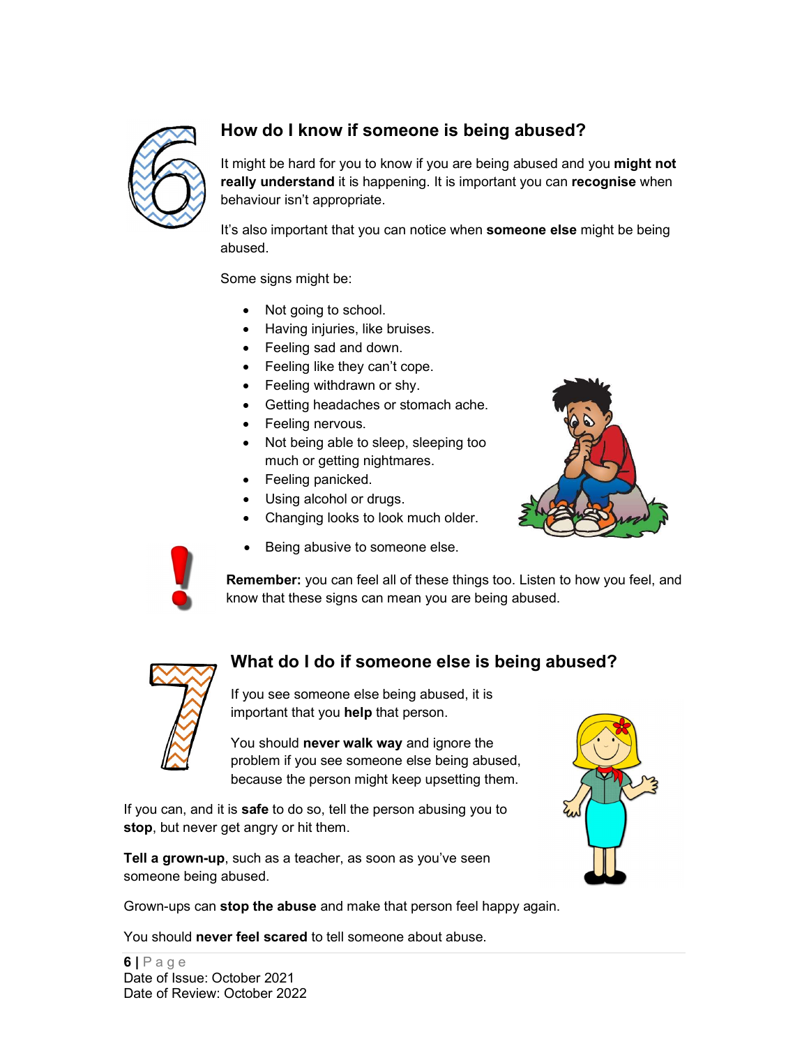## 6 How do I know if someone is being abused?

It might be hard for you to know if you are being abused and you **might not really understand** it is happening. It is important you can **recognise** when behaviour isn't appropriate.

It's also important that you can notice when **someone else** might be being abused.

Some signs might be:

- Not going to school.
- Having injuries, like bruises.
- Feeling sad and down.
- Feeling like they can't cope.
- Feeling withdrawn or shy.
- Getting headaches or stomach ache.
- Feeling nervous.
- Not being able to sleep, sleeping too much or getting nightmares.
- Feeling panicked.
- Using alcohol or drugs.
- Changing looks to look much older.
- Being abusive to someone else.

**Remember:** you can feel all of these things too. Listen to how you feel, and know that these signs can mean you are being abused.

## 7 What do I do if someone else is being abused?

If you see someone else being abused, it is important that you **help** that person.

You should **never walk way** and ignore the problem if you see someone else being abused, because the person might keep upsetting them.

If you can, and it is **safe** to do so, tell the person abusing you to **stop**, but never get angry or hit them.

**Tell a grown-up**, such as a teacher, as soon as you've seen someone being abused.

Grown-ups can **stop the abuse** and make that person feel happy again.

You should **never feel scared** to tell someone about abuse.

Date of Issue: October 2021
Date of Review: October 2022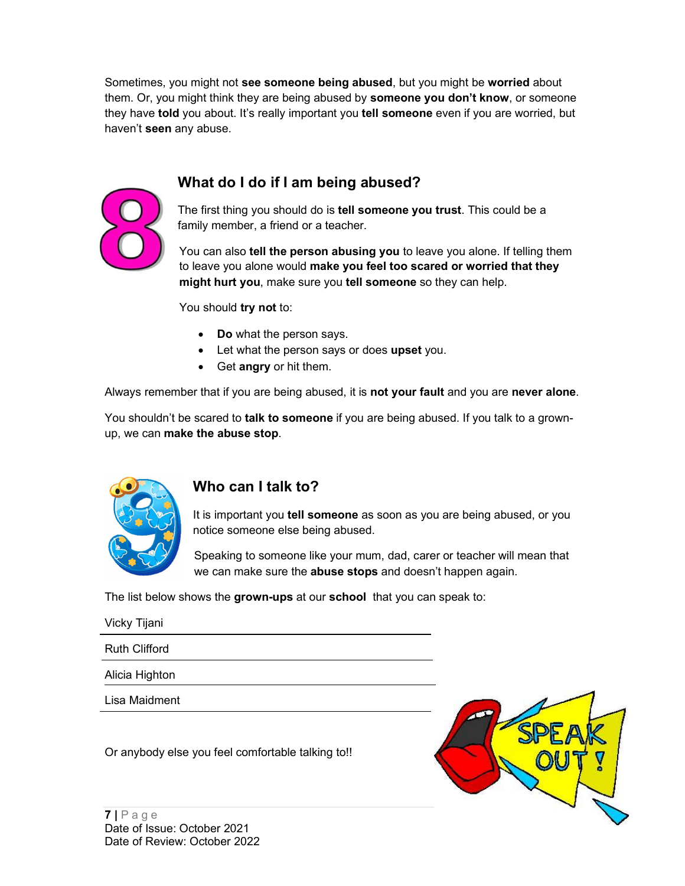Sometimes, you might not **see someone being abused**, but you might be **worried** about them. Or, you might think they are being abused by **someone you don't know**, or someone they have **told** you about. It's really important you **tell someone** even if you are worried, but haven't **seen** any abuse.

## 8 What do I do if I am being abused?

The first thing you should do is **tell someone you trust**. This could be a family member, a friend or a teacher.

You can also **tell the person abusing you** to leave you alone. If telling them to leave you alone would **make you feel too scared or worried that they might hurt you**, make sure you **tell someone** so they can help.

You should **try not** to:

- **Do** what the person says.
- Let what the person says or does **upset** you.
- Get **angry** or hit them.

Always remember that if you are being abused, it is **not your fault** and you are **never alone**.

You shouldn't be scared to **talk to someone** if you are being abused. If you talk to a grown-up, we can **make the abuse stop**.

## 9 Who can I talk to?

It is important you **tell someone** as soon as you are being abused, or you notice someone else being abused.

Speaking to someone like your mum, dad, carer or teacher will mean that we can make sure the **abuse stops** and doesn't happen again.

The list below shows the **grown-ups** at our **school** that you can speak to:

Vicky Tijani

Ruth Clifford

Alicia Highton

Lisa Maidment

Or anybody else you feel comfortable talking to!!

SPEAK OUT!

Date of Issue: October 2021
Date of Review: October 2022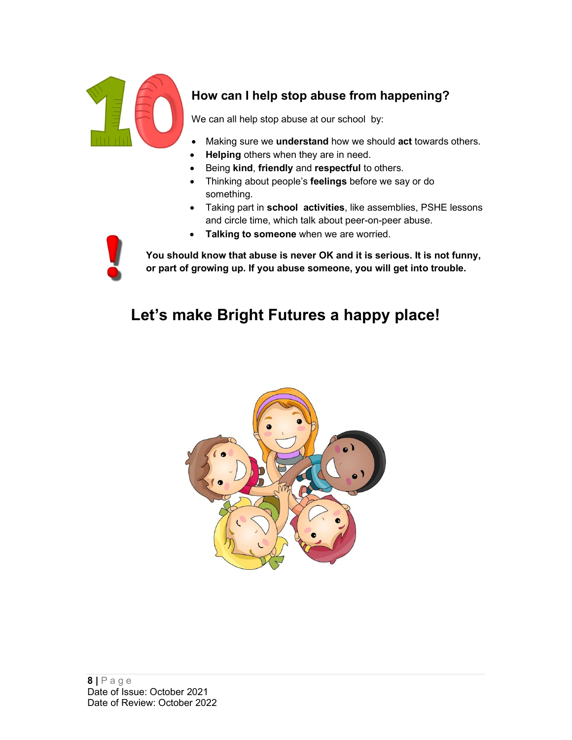## 10 How can I help stop abuse from happening?

We can all help stop abuse at our school by:

- Making sure we **understand** how we should **act** towards others.
- **Helping** others when they are in need.
- Being **kind**, **friendly** and **respectful** to others.
- Thinking about people's **feelings** before we say or do something.
- Taking part in **school activities**, like assemblies, PSHE lessons and circle time, which talk about peer-on-peer abuse.
- **Talking to someone** when we are worried.

**You should know that abuse is never OK and it is serious. It is not funny, or part of growing up. If you abuse someone, you will get into trouble.**

# Let's make Bright Futures a happy place!

Date of Issue: October 2021
Date of Review: October 2022